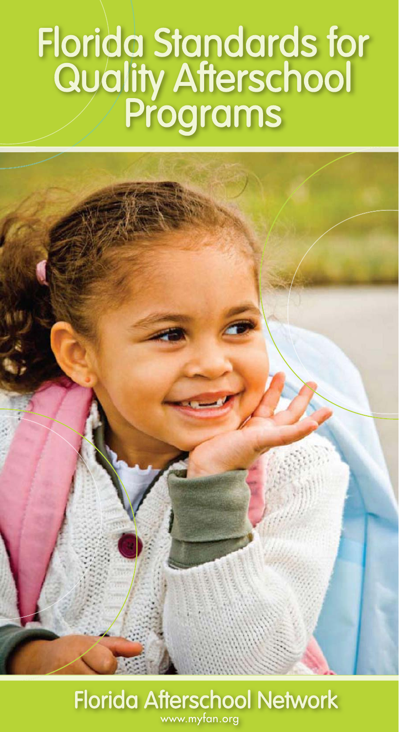# Florida Standards for Quality Afterschool Programs

## Florida Afterschool Network

www.myfan.org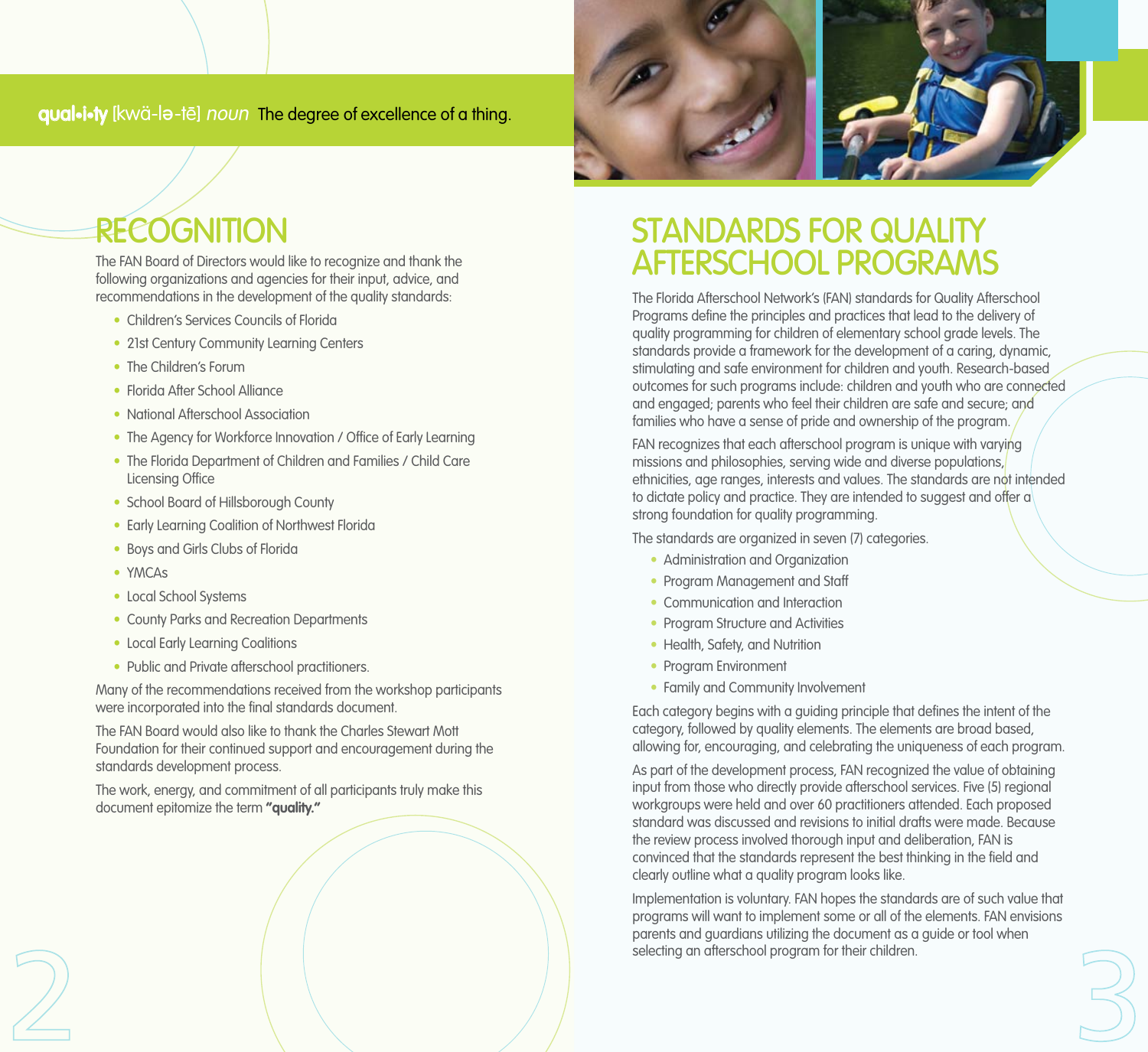**qual•i•ty** [kwä-lə-tē] *noun* The degree of excellence of a thing.

# RECOGNITION

The FAN Board of Directors would like to recognize and thank the following organizations and agencies for their input, advice, and recommendations in the development of the quality standards:

- Children's Services Councils of Florida
- 21st Century Community Learning Centers
- The Children's Forum
- Florida After School Alliance
- National Afterschool Association
- The Agency for Workforce Innovation / Office of Early Learning
- The Florida Department of Children and Families / Child Care Licensing Office
- School Board of Hillsborough County
- Early Learning Coalition of Northwest Florida
- Boys and Girls Clubs of Florida
- YMCAs
- Local School Systems
- County Parks and Recreation Departments
- Local Early Learning Coalitions
- Public and Private afterschool practitioners.

Many of the recommendations received from the workshop participants were incorporated into the final standards document.

The FAN Board would also like to thank the Charles Stewart Mott Foundation for their continued support and encouragement during the standards development process.

The work, energy, and commitment of all participants truly make this document epitomize the term **"quality."**

# STANDARDS FOR QUALITY AFTERSCHOOL PROGRAMS

The Florida Afterschool Network's (FAN) standards for Quality Afterschool Programs define the principles and practices that lead to the delivery of quality programming for children of elementary school grade levels. The standards provide a framework for the development of a caring, dynamic, stimulating and safe environment for children and youth. Research-based outcomes for such programs include: children and youth who are connected and engaged; parents who feel their children are safe and secure; and families who have a sense of pride and ownership of the program.

FAN recognizes that each afterschool program is unique with varying missions and philosophies, serving wide and diverse populations, ethnicities, age ranges, interests and values. The standards are not intended to dictate policy and practice. They are intended to suggest and offer a strong foundation for quality programming.

The standards are organized in seven (7) categories.

- Administration and Organization
- Program Management and Staff
- Communication and Interaction
- Program Structure and Activities
- Health, Safety, and Nutrition
- Program Environment
- Family and Community Involvement

Each category begins with a guiding principle that defines the intent of the category, followed by quality elements. The elements are broad based, allowing for, encouraging, and celebrating the uniqueness of each program.

As part of the development process, FAN recognized the value of obtaining input from those who directly provide afterschool services. Five (5) regional workgroups were held and over 60 practitioners attended. Each proposed standard was discussed and revisions to initial drafts were made. Because the review process involved thorough input and deliberation, FAN is convinced that the standards represent the best thinking in the field and clearly outline what a quality program looks like.

Implementation is voluntary. FAN hopes the standards are of such value that programs will want to implement some or all of the elements. FAN envisions parents and guardians utilizing the document as a guide or tool when selecting an afterschool program for their children.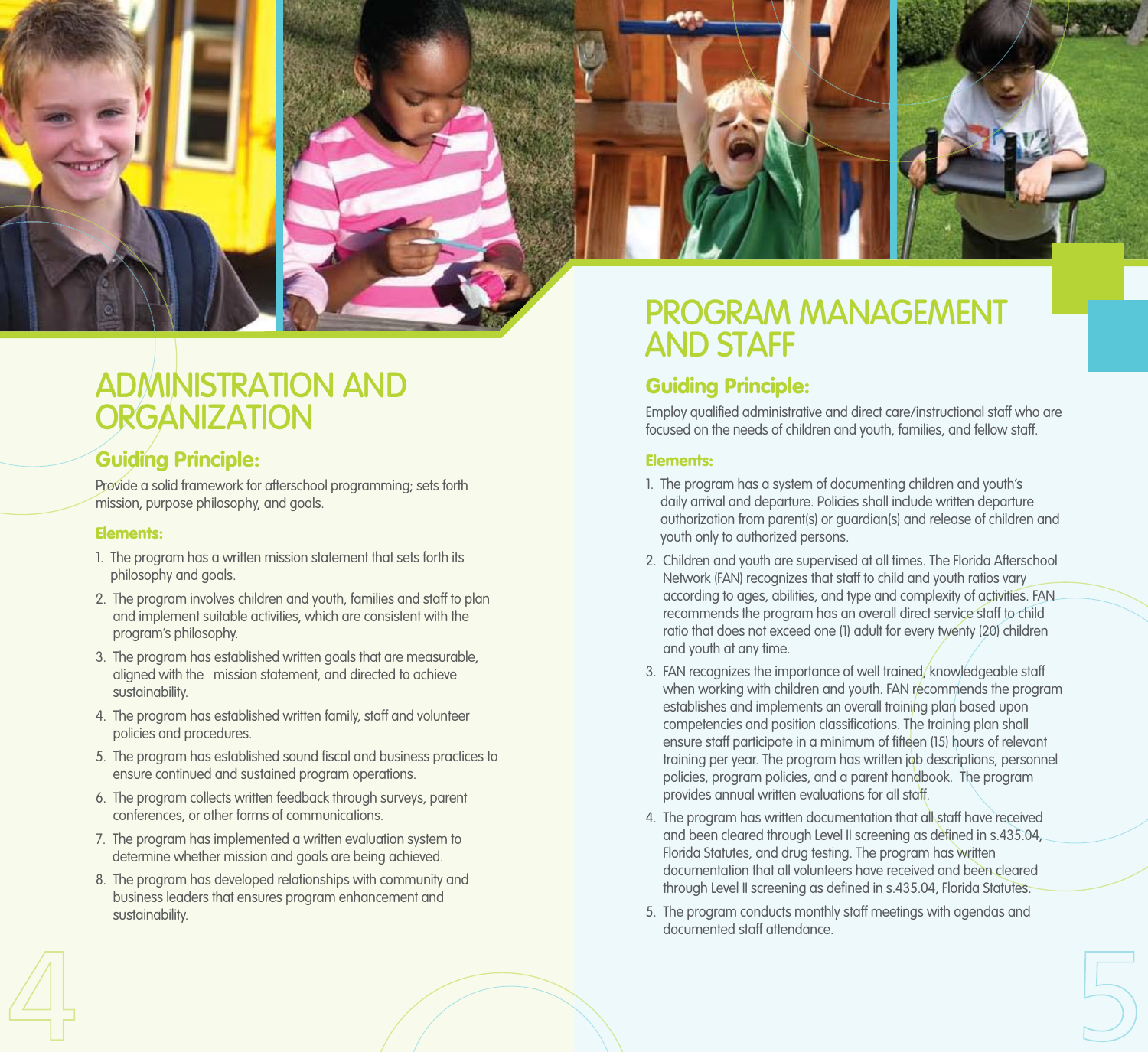# ADMINISTRATION AND ORGANIZATION

## Guiding Principle:

Provide a solid framework for afterschool programming; sets forth mission, purpose philosophy, and goals.

### Elements:

1. The program has a written mission statement that sets forth its philosophy and goals.
2. The program involves children and youth, families and staff to plan and implement suitable activities, which are consistent with the program's philosophy.
3. The program has established written goals that are measurable, aligned with the mission statement, and directed to achieve sustainability.
4. The program has established written family, staff and volunteer policies and procedures.
5. The program has established sound fiscal and business practices to ensure continued and sustained program operations.
6. The program collects written feedback through surveys, parent conferences, or other forms of communications.
7. The program has implemented a written evaluation system to determine whether mission and goals are being achieved.
8. The program has developed relationships with community and business leaders that ensures program enhancement and sustainability.

# PROGRAM MANAGEMENT AND STAFF

## Guiding Principle:

Employ qualified administrative and direct care/instructional staff who are focused on the needs of children and youth, families, and fellow staff.

### Elements:

1. The program has a system of documenting children and youth's daily arrival and departure. Policies shall include written departure authorization from parent(s) or guardian(s) and release of children and youth only to authorized persons.
2. Children and youth are supervised at all times. The Florida Afterschool Network (FAN) recognizes that staff to child and youth ratios vary according to ages, abilities, and type and complexity of activities. FAN recommends the program has an overall direct service staff to child ratio that does not exceed one (1) adult for every twenty (20) children and youth at any time.
3. FAN recognizes the importance of well trained, knowledgeable staff when working with children and youth. FAN recommends the program establishes and implements an overall training plan based upon competencies and position classifications. The training plan shall ensure staff participate in a minimum of fifteen (15) hours of relevant training per year. The program has written job descriptions, personnel policies, program policies, and a parent handbook. The program provides annual written evaluations for all staff.
4. The program has written documentation that all staff have received and been cleared through Level II screening as defined in s.435.04, Florida Statutes, and drug testing. The program has written documentation that all volunteers have received and been cleared through Level II screening as defined in s.435.04, Florida Statutes.
5. The program conducts monthly staff meetings with agendas and documented staff attendance.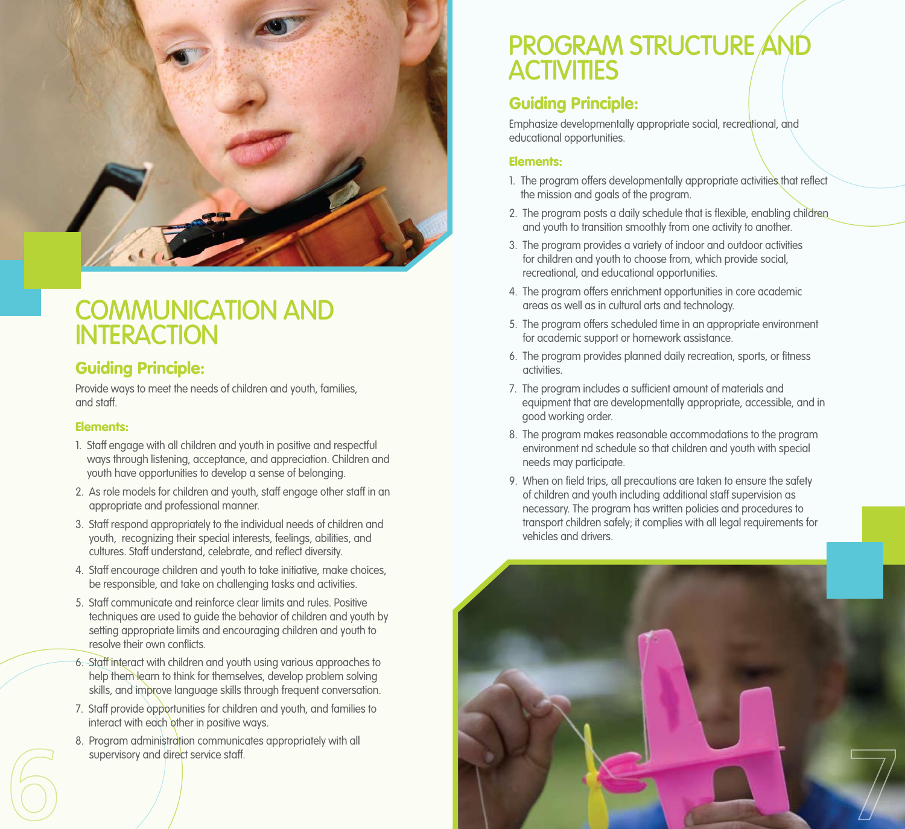# COMMUNICATION AND INTERACTION

## Guiding Principle:

Provide ways to meet the needs of children and youth, families, and staff.

### Elements:

1. Staff engage with all children and youth in positive and respectful ways through listening, acceptance, and appreciation. Children and youth have opportunities to develop a sense of belonging.
2. As role models for children and youth, staff engage other staff in an appropriate and professional manner.
3. Staff respond appropriately to the individual needs of children and youth, recognizing their special interests, feelings, abilities, and cultures. Staff understand, celebrate, and reflect diversity.
4. Staff encourage children and youth to take initiative, make choices, be responsible, and take on challenging tasks and activities.
5. Staff communicate and reinforce clear limits and rules. Positive techniques are used to guide the behavior of children and youth by setting appropriate limits and encouraging children and youth to resolve their own conflicts.
6. Staff interact with children and youth using various approaches to help them learn to think for themselves, develop problem solving skills, and improve language skills through frequent conversation.
7. Staff provide opportunities for children and youth, and families to interact with each other in positive ways.
8. Program administration communicates appropriately with all supervisory and direct service staff.

# PROGRAM STRUCTURE AND ACTIVITIES

## Guiding Principle:

Emphasize developmentally appropriate social, recreational, and educational opportunities.

### Elements:

1. The program offers developmentally appropriate activities that reflect the mission and goals of the program.
2. The program posts a daily schedule that is flexible, enabling children and youth to transition smoothly from one activity to another.
3. The program provides a variety of indoor and outdoor activities for children and youth to choose from, which provide social, recreational, and educational opportunities.
4. The program offers enrichment opportunities in core academic areas as well as in cultural arts and technology.
5. The program offers scheduled time in an appropriate environment for academic support or homework assistance.
6. The program provides planned daily recreation, sports, or fitness activities.
7. The program includes a sufficient amount of materials and equipment that are developmentally appropriate, accessible, and in good working order.
8. The program makes reasonable accommodations to the program environment nd schedule so that children and youth with special needs may participate.
9. When on field trips, all precautions are taken to ensure the safety of children and youth including additional staff supervision as necessary. The program has written policies and procedures to transport children safely; it complies with all legal requirements for vehicles and drivers.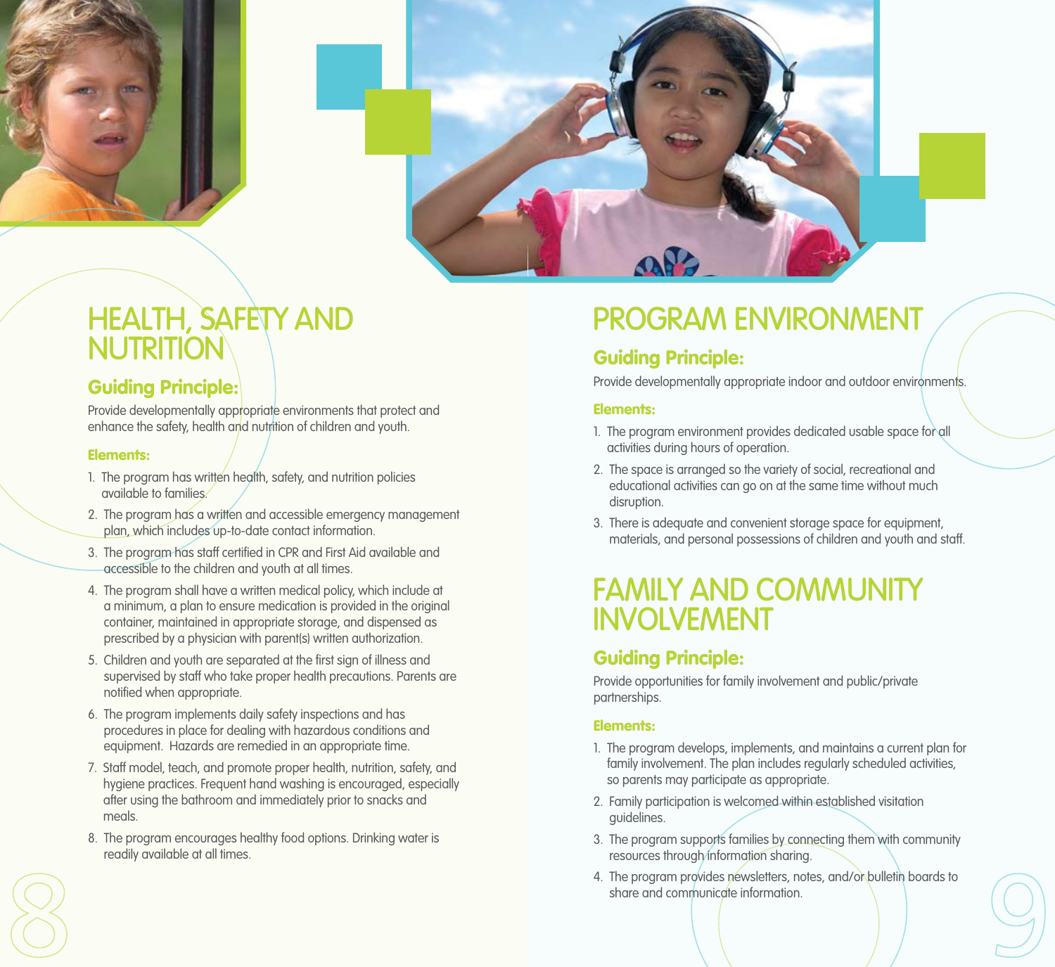# HEALTH, SAFETY AND NUTRITION

## Guiding Principle:

Provide developmentally appropriate environments that protect and enhance the safety, health and nutrition of children and youth.

### Elements:

1. The program has written health, safety, and nutrition policies available to families.
2. The program has a written and accessible emergency management plan, which includes up-to-date contact information.
3. The program has staff certified in CPR and First Aid available and accessible to the children and youth at all times.
4. The program shall have a written medical policy, which include at a minimum, a plan to ensure medication is provided in the original container, maintained in appropriate storage, and dispensed as prescribed by a physician with parent(s) written authorization.
5. Children and youth are separated at the first sign of illness and supervised by staff who take proper health precautions. Parents are notified when appropriate.
6. The program implements daily safety inspections and has procedures in place for dealing with hazardous conditions and equipment. Hazards are remedied in an appropriate time.
7. Staff model, teach, and promote proper health, nutrition, safety, and hygiene practices. Frequent hand washing is encouraged, especially after using the bathroom and immediately prior to snacks and meals.
8. The program encourages healthy food options. Drinking water is readily available at all times.

# PROGRAM ENVIRONMENT

## Guiding Principle:

Provide developmentally appropriate indoor and outdoor environments.

### Elements:

1. The program environment provides dedicated usable space for all activities during hours of operation.
2. The space is arranged so the variety of social, recreational and educational activities can go on at the same time without much disruption.
3. There is adequate and convenient storage space for equipment, materials, and personal possessions of children and youth and staff.

# FAMILY AND COMMUNITY INVOLVEMENT

## Guiding Principle:

Provide opportunities for family involvement and public/private partnerships.

### Elements:

1. The program develops, implements, and maintains a current plan for family involvement. The plan includes regularly scheduled activities, so parents may participate as appropriate.
2. Family participation is welcomed within established visitation guidelines.
3. The program supports families by connecting them with community resources through information sharing.
4. The program provides newsletters, notes, and/or bulletin boards to share and communicate information.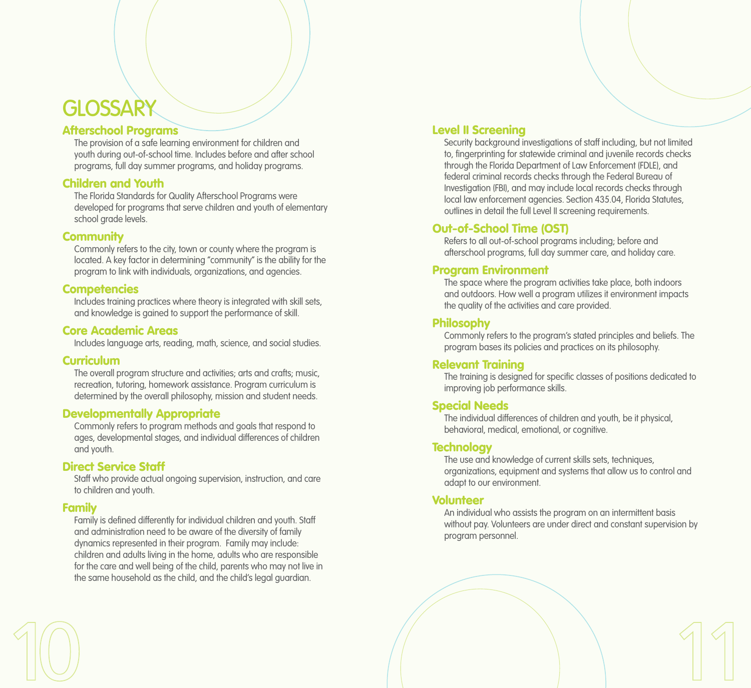# GLOSSARY

### Afterschool Programs

The provision of a safe learning environment for children and youth during out-of-school time. Includes before and after school programs, full day summer programs, and holiday programs.

### Children and Youth

The Florida Standards for Quality Afterschool Programs were developed for programs that serve children and youth of elementary school grade levels.

### Community

Commonly refers to the city, town or county where the program is located. A key factor in determining "community" is the ability for the program to link with individuals, organizations, and agencies.

### Competencies

Includes training practices where theory is integrated with skill sets, and knowledge is gained to support the performance of skill.

### Core Academic Areas

Includes language arts, reading, math, science, and social studies.

### Curriculum

The overall program structure and activities; arts and crafts; music, recreation, tutoring, homework assistance. Program curriculum is determined by the overall philosophy, mission and student needs.

### Developmentally Appropriate

Commonly refers to program methods and goals that respond to ages, developmental stages, and individual differences of children and youth.

### Direct Service Staff

Staff who provide actual ongoing supervision, instruction, and care to children and youth.

### Family

Family is defined differently for individual children and youth. Staff and administration need to be aware of the diversity of family dynamics represented in their program. Family may include: children and adults living in the home, adults who are responsible for the care and well being of the child, parents who may not live in the same household as the child, and the child's legal guardian.

### Level II Screening

Security background investigations of staff including, but not limited to, fingerprinting for statewide criminal and juvenile records checks through the Florida Department of Law Enforcement (FDLE), and federal criminal records checks through the Federal Bureau of Investigation (FBI), and may include local records checks through local law enforcement agencies. Section 435.04, Florida Statutes, outlines in detail the full Level II screening requirements.

### Out-of-School Time (OST)

Refers to all out-of-school programs including; before and afterschool programs, full day summer care, and holiday care.

### Program Environment

The space where the program activities take place, both indoors and outdoors. How well a program utilizes it environment impacts the quality of the activities and care provided.

### Philosophy

Commonly refers to the program's stated principles and beliefs. The program bases its policies and practices on its philosophy.

### Relevant Training

The training is designed for specific classes of positions dedicated to improving job performance skills.

### Special Needs

The individual differences of children and youth, be it physical, behavioral, medical, emotional, or cognitive.

### Technology

The use and knowledge of current skills sets, techniques, organizations, equipment and systems that allow us to control and adapt to our environment.

### Volunteer

An individual who assists the program on an intermittent basis without pay. Volunteers are under direct and constant supervision by program personnel.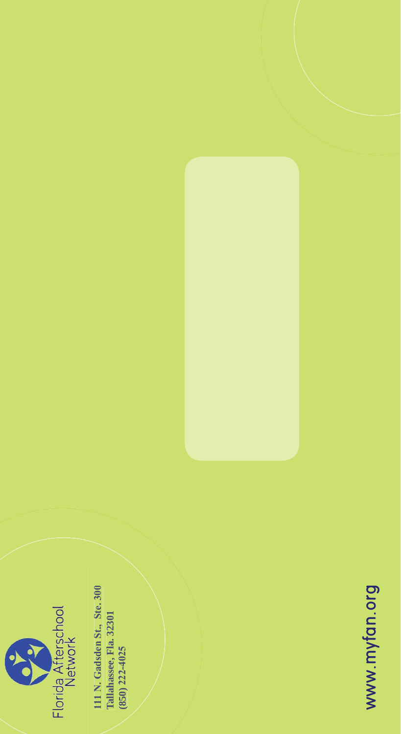Florida Afterschool Network

111 N. Gadsden St., Ste. 300
Tallahassee, Fla. 32301
(850) 222-4025

www.myfan.org